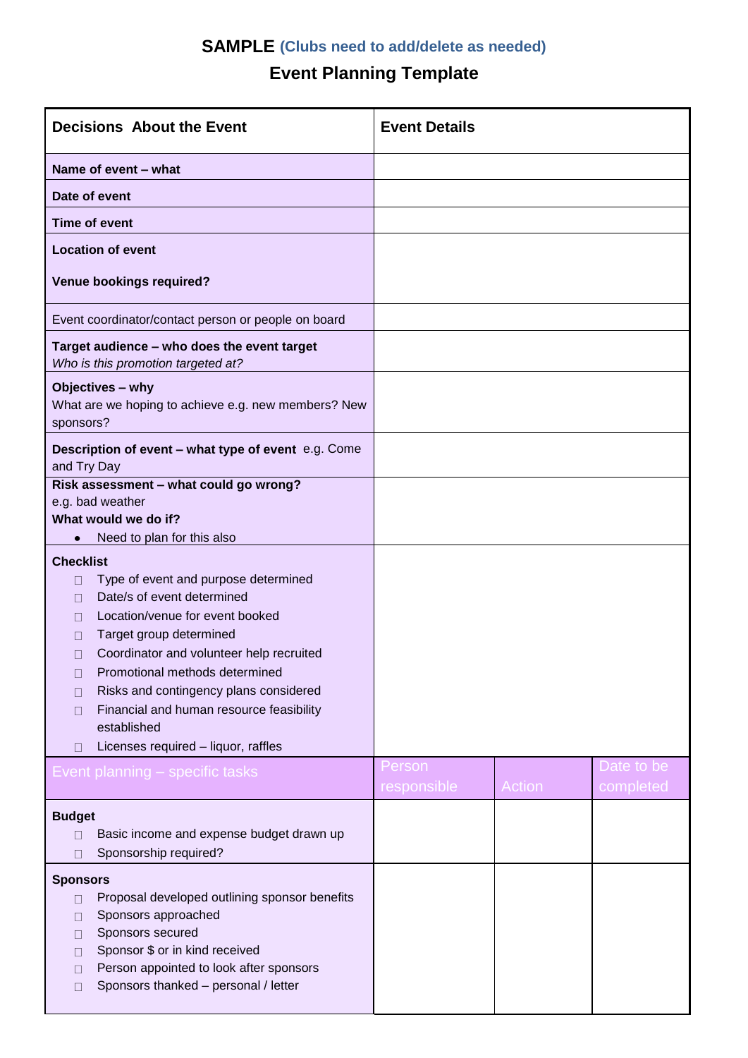# **SAMPLE** (Clubs need to add/delete as needed)

## Event Planning Template

| **Decisions About the Event** | **Event Details** | | |
|---|---|---|---|
| **Name of event – what** | | | |
| **Date of event** | | | |
| **Time of event** | | | |
| **Location of event**<br><br>**Venue bookings required?** | | | |
| Event coordinator/contact person or people on board | | | |
| **Target audience – who does the event target**<br>*Who is this promotion targeted at?* | | | |
| **Objectives – why**<br>What are we hoping to achieve e.g. new members? New sponsors? | | | |
| **Description of event – what type of event** e.g. Come and Try Day | | | |
| **Risk assessment – what could go wrong?**<br>e.g. bad weather<br>**What would we do if?**<br>• Need to plan for this also | | | |
| **Checklist**<br>☐ Type of event and purpose determined<br>☐ Date/s of event determined<br>☐ Location/venue for event booked<br>☐ Target group determined<br>☐ Coordinator and volunteer help recruited<br>☐ Promotional methods determined<br>☐ Risks and contingency plans considered<br>☐ Financial and human resource feasibility established<br>☐ Licenses required – liquor, raffles | | | |
| Event planning – specific tasks | Person responsible | Action | Date to be completed |
| **Budget**<br>☐ Basic income and expense budget drawn up<br>☐ Sponsorship required? | | | |
| **Sponsors**<br>☐ Proposal developed outlining sponsor benefits<br>☐ Sponsors approached<br>☐ Sponsors secured<br>☐ Sponsor $ or in kind received<br>☐ Person appointed to look after sponsors<br>☐ Sponsors thanked – personal / letter | | | |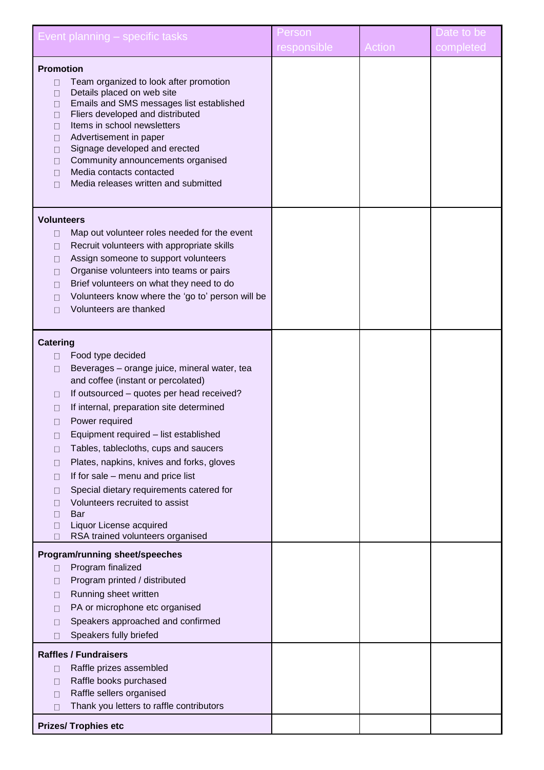| Event planning – specific tasks | Person responsible | Action | Date to be completed |
|---|---|---|---|
| **Promotion**<br>☐ Team organized to look after promotion<br>☐ Details placed on web site<br>☐ Emails and SMS messages list established<br>☐ Fliers developed and distributed<br>☐ Items in school newsletters<br>☐ Advertisement in paper<br>☐ Signage developed and erected<br>☐ Community announcements organised<br>☐ Media contacts contacted<br>☐ Media releases written and submitted | | | |
| **Volunteers**<br>☐ Map out volunteer roles needed for the event<br>☐ Recruit volunteers with appropriate skills<br>☐ Assign someone to support volunteers<br>☐ Organise volunteers into teams or pairs<br>☐ Brief volunteers on what they need to do<br>☐ Volunteers know where the 'go to' person will be<br>☐ Volunteers are thanked | | | |
| **Catering**<br>☐ Food type decided<br>☐ Beverages – orange juice, mineral water, tea and coffee (instant or percolated)<br>☐ If outsourced – quotes per head received?<br>☐ If internal, preparation site determined<br>☐ Power required<br>☐ Equipment required – list established<br>☐ Tables, tablecloths, cups and saucers<br>☐ Plates, napkins, knives and forks, gloves<br>☐ If for sale – menu and price list<br>☐ Special dietary requirements catered for<br>☐ Volunteers recruited to assist<br>☐ Bar<br>☐ Liquor License acquired<br>☐ RSA trained volunteers organised | | | |
| **Program/running sheet/speeches**<br>☐ Program finalized<br>☐ Program printed / distributed<br>☐ Running sheet written<br>☐ PA or microphone etc organised<br>☐ Speakers approached and confirmed<br>☐ Speakers fully briefed | | | |
| **Raffles / Fundraisers**<br>☐ Raffle prizes assembled<br>☐ Raffle books purchased<br>☐ Raffle sellers organised<br>☐ Thank you letters to raffle contributors | | | |
| **Prizes/ Trophies etc** | | | |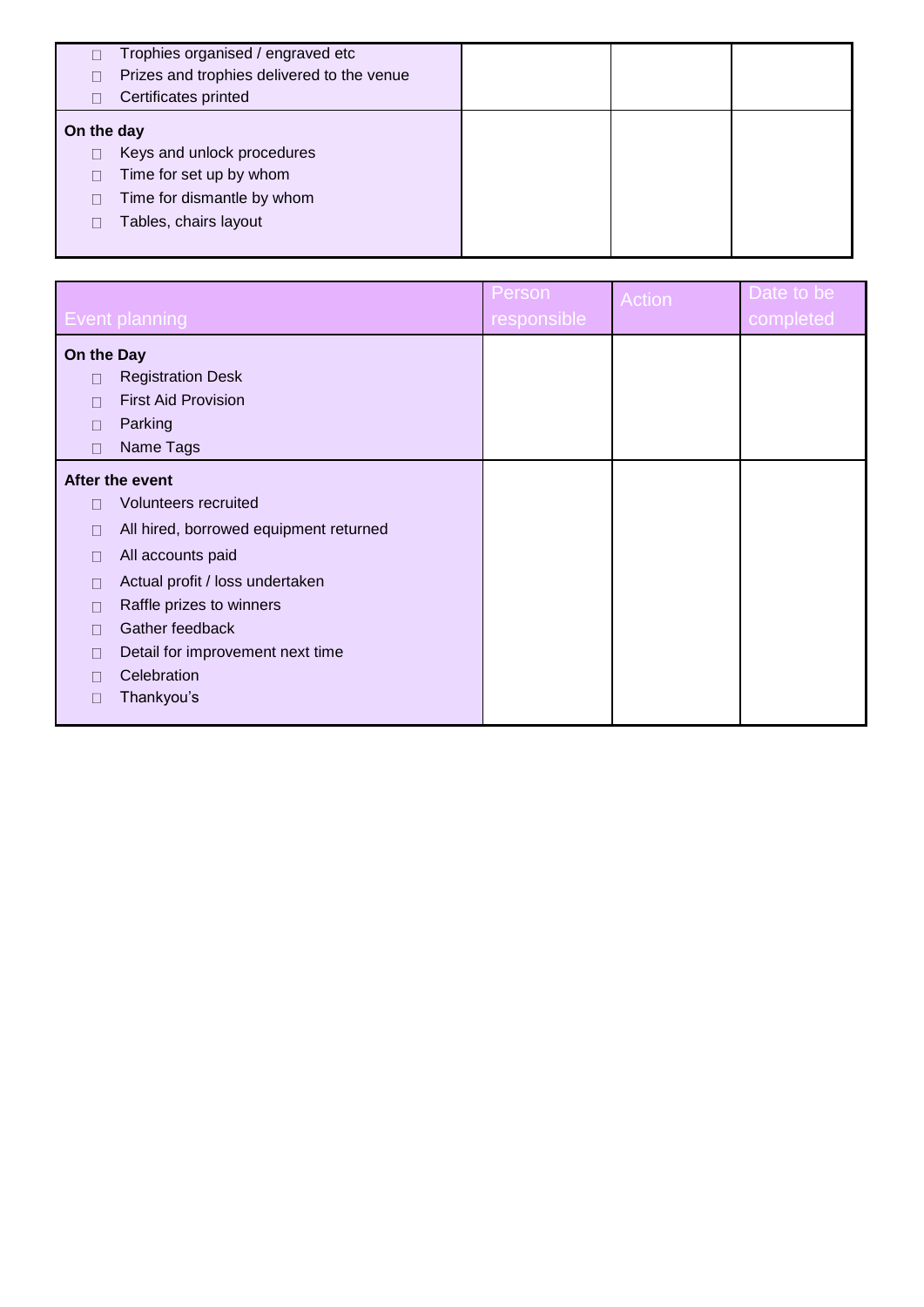| | | | |
|---|---|---|---|
| □ Trophies organised / engraved etc<br>□ Prizes and trophies delivered to the venue<br>□ Certificates printed | | | |
| **On the day**<br>□ Keys and unlock procedures<br>□ Time for set up by whom<br>□ Time for dismantle by whom<br>□ Tables, chairs layout | | | |

| Event planning | Person responsible | Action | Date to be completed |
|---|---|---|---|
| **On the Day**<br>□ Registration Desk<br>□ First Aid Provision<br>□ Parking<br>□ Name Tags | | | |
| **After the event**<br>□ Volunteers recruited<br>□ All hired, borrowed equipment returned<br>□ All accounts paid<br>□ Actual profit / loss undertaken<br>□ Raffle prizes to winners<br>□ Gather feedback<br>□ Detail for improvement next time<br>□ Celebration<br>□ Thankyou's | | | |